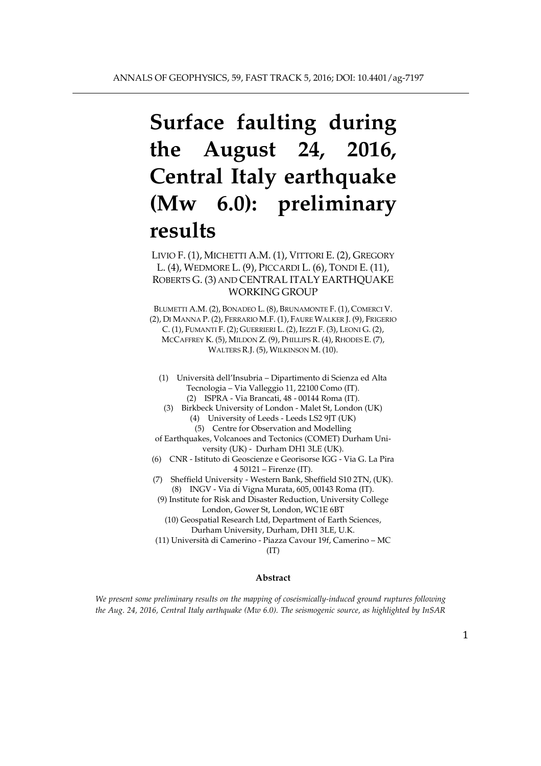# Surface faulting during the August 24, 2016, Central Italy earthquake (Mw 6.0): preliminary results

LIVIO F. (1), MICHETTI A.M. (1), VITTORI E. (2), GREGORY L. (4), WEDMORE L. (9), PICCARDI L. (6), TONDI E. (11), ROBERTS G. (3) AND CENTRAL ITALY EARTHQUAKE WORKING GROUP

BLUMETTI A.M. (2), BONADEO L. (8), BRUNAMONTE F. (1), COMERCI V. (2), DI MANNA P. (2), FERRARIO M.F. (1), FAURE WALKER J. (9), FRIGERIO C. (1), FUMANTI F. (2); GUERRIERI L. (2), IEZZI F. (3), LEONI G. (2), MCCAFFREY K. (5), MILDON Z. (9), PHILLIPS R. (4), RHODES E. (7), WALTERS R.J. (5), WILKINSON M. (10).

(1) Università dell'Insubria – Dipartimento di Scienza ed Alta Tecnologia – Via Valleggio 11, 22100 Como (IT).
(2) ISPRA - Via Brancati, 48 - 00144 Roma (IT).
(3) Birkbeck University of London - Malet St, London (UK)
(4) University of Leeds - Leeds LS2 9JT (UK)
(5) Centre for Observation and Modelling of Earthquakes, Volcanoes and Tectonics (COMET) Durham University (UK) - Durham DH1 3LE (UK).
(6) CNR - Istituto di Geoscienze e Georisorse IGG - Via G. La Pira 4 50121 – Firenze (IT).
(7) Sheffield University - Western Bank, Sheffield S10 2TN, (UK).
(8) INGV - Via di Vigna Murata, 605, 00143 Roma (IT).
(9) Institute for Risk and Disaster Reduction, University College London, Gower St, London, WC1E 6BT
(10) Geospatial Research Ltd, Department of Earth Sciences, Durham University, Durham, DH1 3LE, U.K.
(11) Università di Camerino - Piazza Cavour 19f, Camerino – MC (IT)

**Abstract**

*We present some preliminary results on the mapping of coseismically-induced ground ruptures following the Aug. 24, 2016, Central Italy earthquake (Mw 6.0). The seismogenic source, as highlighted by InSAR*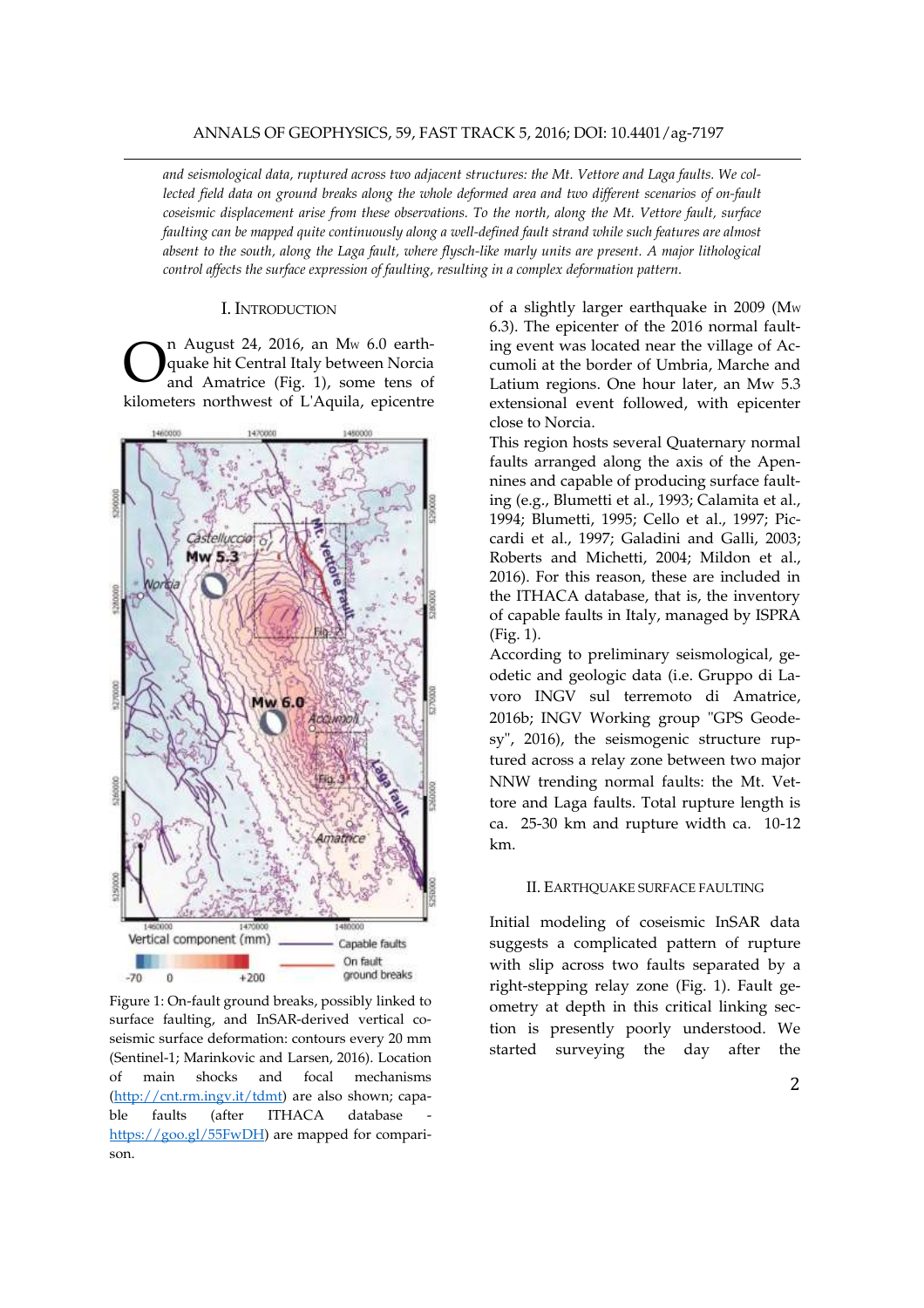*and seismological data, ruptured across two adjacent structures: the Mt. Vettore and Laga faults. We collected field data on ground breaks along the whole deformed area and two different scenarios of on-fault coseismic displacement arise from these observations. To the north, along the Mt. Vettore fault, surface faulting can be mapped quite continuously along a well-defined fault strand while such features are almost absent to the south, along the Laga fault, where flysch-like marly units are present. A major lithological control affects the surface expression of faulting, resulting in a complex deformation pattern.*

## I. Introduction

On August 24, 2016, an $M_W$ 6.0 earthquake hit Central Italy between Norcia and Amatrice (Fig. 1), some tens of kilometers northwest of L'Aquila, epicentre of a slightly larger earthquake in 2009 ($M_W$ 6.3). The epicenter of the 2016 normal faulting event was located near the village of Accumoli at the border of Umbria, Marche and Latium regions. One hour later, an Mw 5.3 extensional event followed, with epicenter close to Norcia.

Figure 1: On-fault ground breaks, possibly linked to surface faulting, and InSAR-derived vertical coseismic surface deformation: contours every 20 mm (Sentinel-1; Marinkovic and Larsen, 2016). Location of main shocks and focal mechanisms (http://cnt.rm.ingv.it/tdmt) are also shown; capable faults (after ITHACA database - https://goo.gl/55FwDH) are mapped for comparison.

This region hosts several Quaternary normal faults arranged along the axis of the Apennines and capable of producing surface faulting (e.g., Blumetti et al., 1993; Calamita et al., 1994; Blumetti, 1995; Cello et al., 1997; Piccardi et al., 1997; Galadini and Galli, 2003; Roberts and Michetti, 2004; Mildon et al., 2016). For this reason, these are included in the ITHACA database, that is, the inventory of capable faults in Italy, managed by ISPRA (Fig. 1).

According to preliminary seismological, geodetic and geologic data (i.e. Gruppo di Lavoro INGV sul terremoto di Amatrice, 2016b; INGV Working group "GPS Geodesy", 2016), the seismogenic structure ruptured across a relay zone between two major NNW trending normal faults: the Mt. Vettore and Laga faults. Total rupture length is ca. 25-30 km and rupture width ca. 10-12 km.

## II. Earthquake surface faulting

Initial modeling of coseismic InSAR data suggests a complicated pattern of rupture with slip across two faults separated by a right-stepping relay zone (Fig. 1). Fault geometry at depth in this critical linking section is presently poorly understood. We started surveying the day after the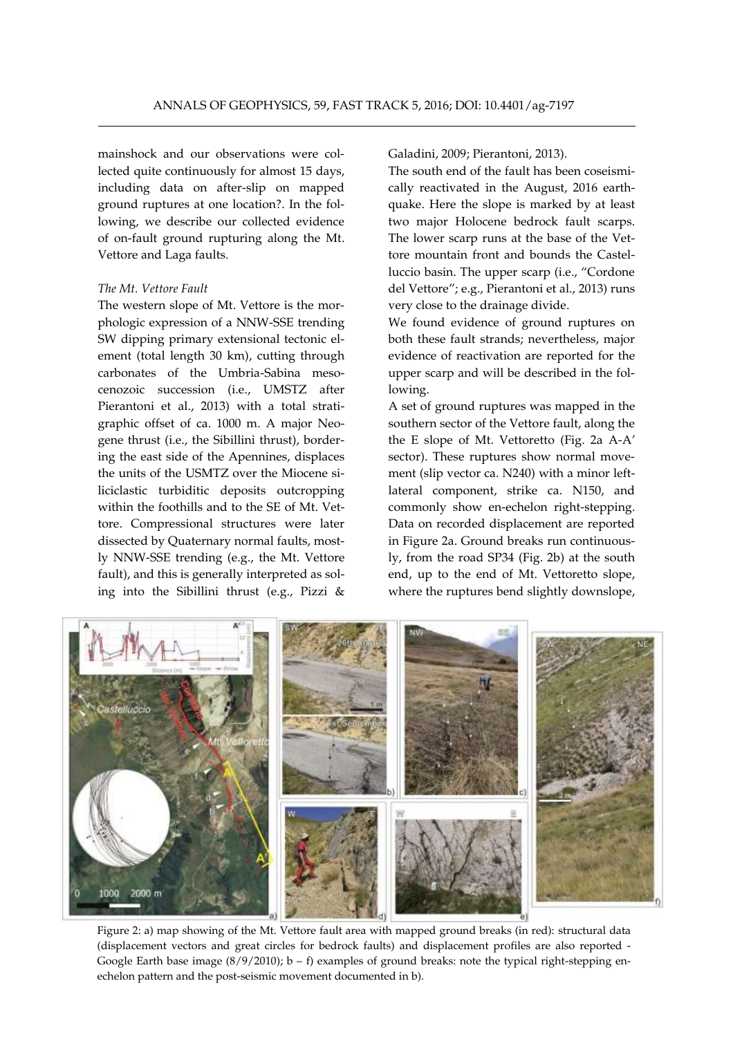mainshock and our observations were collected quite continuously for almost 15 days, including data on after-slip on mapped ground ruptures at one location?. In the following, we describe our collected evidence of on-fault ground rupturing along the Mt. Vettore and Laga faults.

*The Mt. Vettore Fault*

The western slope of Mt. Vettore is the morphologic expression of a NNW-SSE trending SW dipping primary extensional tectonic element (total length 30 km), cutting through carbonates of the Umbria-Sabina mesocenozoic succession (i.e., UMSTZ after Pierantoni et al., 2013) with a total stratigraphic offset of ca. 1000 m. A major Neogene thrust (i.e., the Sibillini thrust), bordering the east side of the Apennines, displaces the units of the USMTZ over the Miocene siliciclastic turbiditic deposits outcropping within the foothills and to the SE of Mt. Vettore. Compressional structures were later dissected by Quaternary normal faults, mostly NNW-SSE trending (e.g., the Mt. Vettore fault), and this is generally interpreted as soling into the Sibillini thrust (e.g., Pizzi & Galadini, 2009; Pierantoni, 2013).

The south end of the fault has been coseismically reactivated in the August, 2016 earthquake. Here the slope is marked by at least two major Holocene bedrock fault scarps. The lower scarp runs at the base of the Vettore mountain front and bounds the Castelluccio basin. The upper scarp (i.e., "Cordone del Vettore"; e.g., Pierantoni et al., 2013) runs very close to the drainage divide.

We found evidence of ground ruptures on both these fault strands; nevertheless, major evidence of reactivation are reported for the upper scarp and will be described in the following.

A set of ground ruptures was mapped in the southern sector of the Vettore fault, along the the E slope of Mt. Vettoretto (Fig. 2a A-A' sector). These ruptures show normal movement (slip vector ca. N240) with a minor left-lateral component, strike ca. N150, and commonly show en-echelon right-stepping. Data on recorded displacement are reported in Figure 2a. Ground breaks run continuously, from the road SP34 (Fig. 2b) at the south end, up to the end of Mt. Vettoretto slope, where the ruptures bend slightly downslope,

Figure 2: a) map showing of the Mt. Vettore fault area with mapped ground breaks (in red): structural data (displacement vectors and great circles for bedrock faults) and displacement profiles are also reported - Google Earth base image (8/9/2010); b – f) examples of ground breaks: note the typical right-stepping en-echelon pattern and the post-seismic movement documented in b).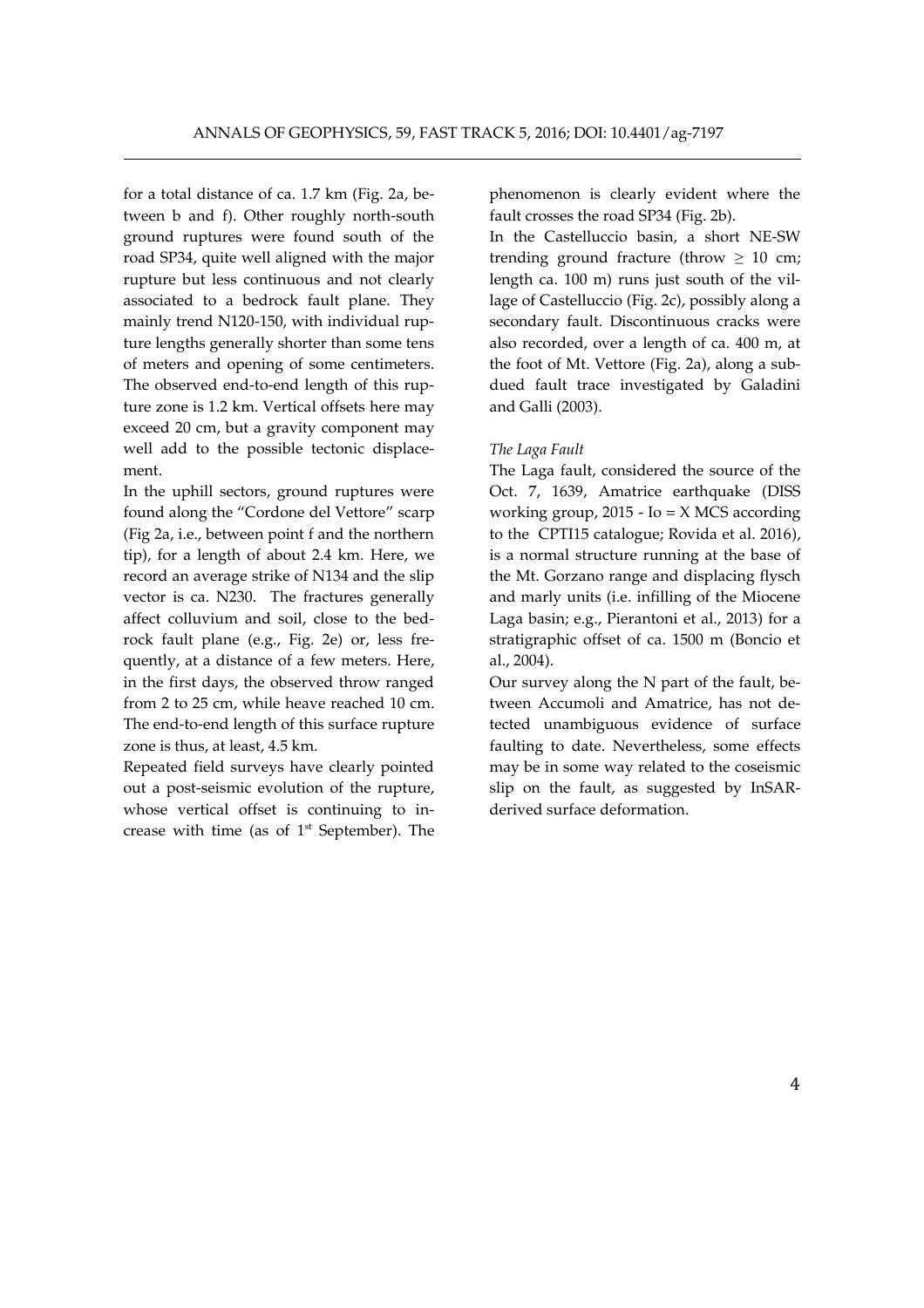for a total distance of ca. 1.7 km (Fig. 2a, between b and f). Other roughly north-south ground ruptures were found south of the road SP34, quite well aligned with the major rupture but less continuous and not clearly associated to a bedrock fault plane. They mainly trend N120-150, with individual rupture lengths generally shorter than some tens of meters and opening of some centimeters. The observed end-to-end length of this rupture zone is 1.2 km. Vertical offsets here may exceed 20 cm, but a gravity component may well add to the possible tectonic displacement.

In the uphill sectors, ground ruptures were found along the "Cordone del Vettore" scarp (Fig 2a, i.e., between point f and the northern tip), for a length of about 2.4 km. Here, we record an average strike of N134 and the slip vector is ca. N230. The fractures generally affect colluvium and soil, close to the bedrock fault plane (e.g., Fig. 2e) or, less frequently, at a distance of a few meters. Here, in the first days, the observed throw ranged from 2 to 25 cm, while heave reached 10 cm. The end-to-end length of this surface rupture zone is thus, at least, 4.5 km.

Repeated field surveys have clearly pointed out a post-seismic evolution of the rupture, whose vertical offset is continuing to increase with time (as of 1st September). The phenomenon is clearly evident where the fault crosses the road SP34 (Fig. 2b).

In the Castelluccio basin, a short NE-SW trending ground fracture (throw $\geq$ 10 cm; length ca. 100 m) runs just south of the village of Castelluccio (Fig. 2c), possibly along a secondary fault. Discontinuous cracks were also recorded, over a length of ca. 400 m, at the foot of Mt. Vettore (Fig. 2a), along a subdued fault trace investigated by Galadini and Galli (2003).

*The Laga Fault*

The Laga fault, considered the source of the Oct. 7, 1639, Amatrice earthquake (DISS working group, 2015 - Io = X MCS according to the CPTI15 catalogue; Rovida et al. 2016), is a normal structure running at the base of the Mt. Gorzano range and displacing flysch and marly units (i.e. infilling of the Miocene Laga basin; e.g., Pierantoni et al., 2013) for a stratigraphic offset of ca. 1500 m (Boncio et al., 2004).

Our survey along the N part of the fault, between Accumoli and Amatrice, has not detected unambiguous evidence of surface faulting to date. Nevertheless, some effects may be in some way related to the coseismic slip on the fault, as suggested by InSAR-derived surface deformation.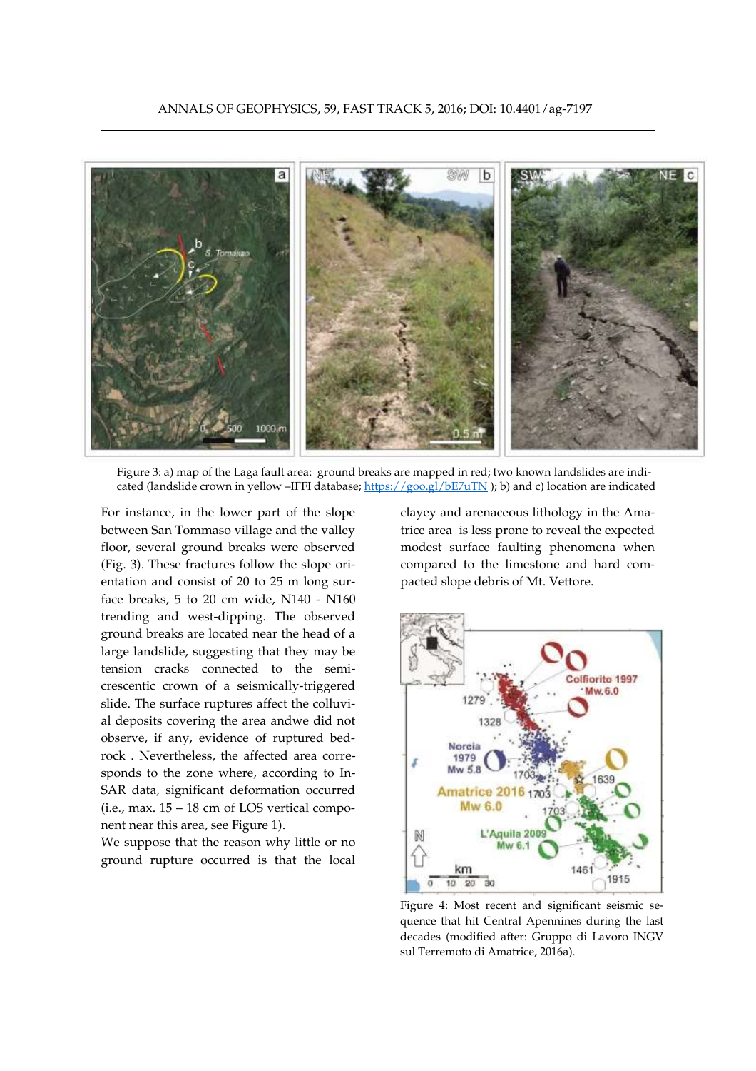Figure 3: a) map of the Laga fault area: ground breaks are mapped in red; two known landslides are indicated (landslide crown in yellow –IFFI database; https://goo.gl/bE7uTN ); b) and c) location are indicated

For instance, in the lower part of the slope between San Tommaso village and the valley floor, several ground breaks were observed (Fig. 3). These fractures follow the slope orientation and consist of 20 to 25 m long surface breaks, 5 to 20 cm wide, N140 - N160 trending and west-dipping. The observed ground breaks are located near the head of a large landslide, suggesting that they may be tension cracks connected to the semi-crescentic crown of a seismically-triggered slide. The surface ruptures affect the colluvial deposits covering the area andwe did not observe, if any, evidence of ruptured bedrock . Nevertheless, the affected area corresponds to the zone where, according to InSAR data, significant deformation occurred (i.e., max. 15 – 18 cm of LOS vertical component near this area, see Figure 1).

We suppose that the reason why little or no ground rupture occurred is that the local clayey and arenaceous lithology in the Amatrice area is less prone to reveal the expected modest surface faulting phenomena when compared to the limestone and hard compacted slope debris of Mt. Vettore.

Figure 4: Most recent and significant seismic sequence that hit Central Apennines during the last decades (modified after: Gruppo di Lavoro INGV sul Terremoto di Amatrice, 2016a).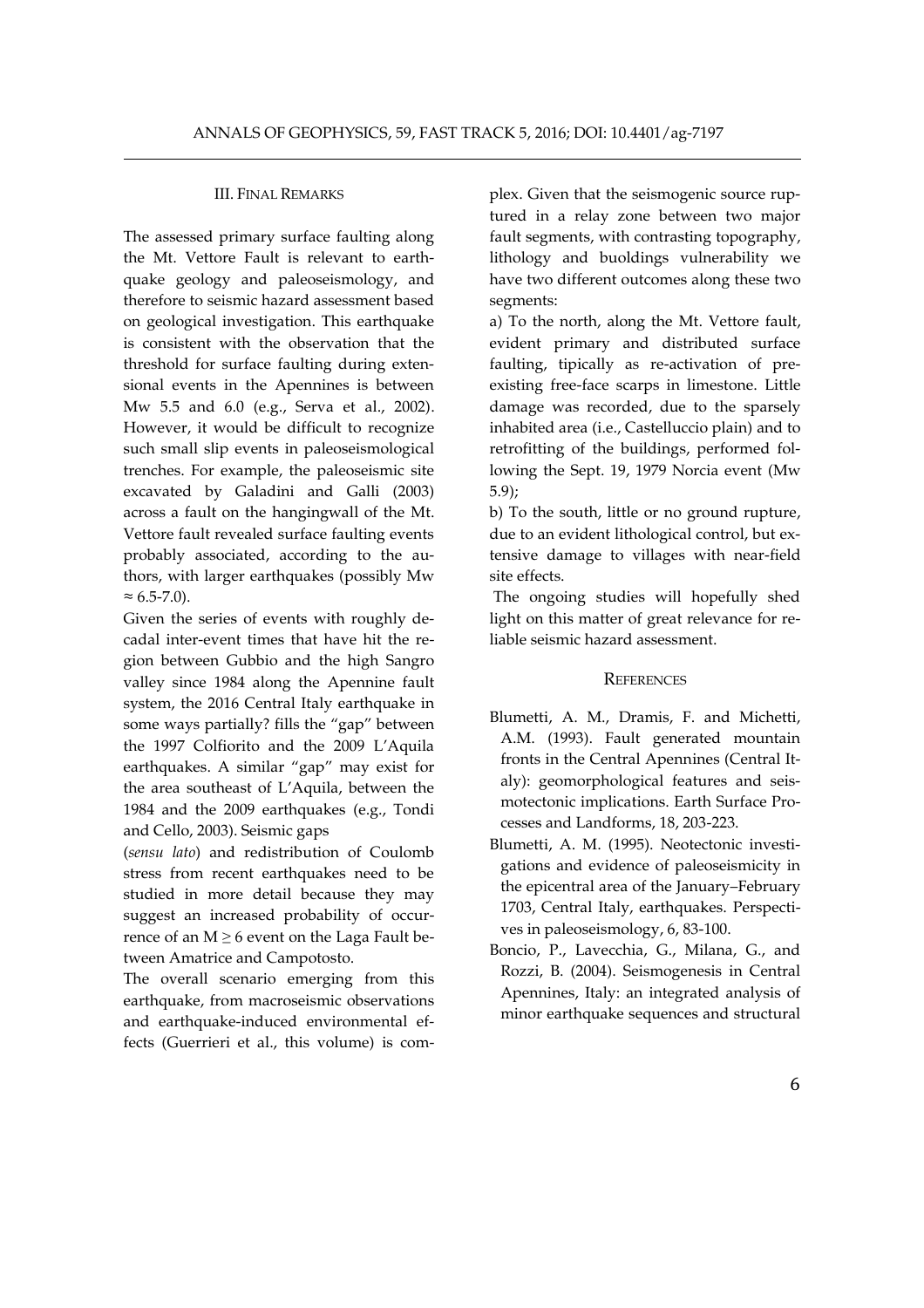### III. Final Remarks

The assessed primary surface faulting along the Mt. Vettore Fault is relevant to earthquake geology and paleoseismology, and therefore to seismic hazard assessment based on geological investigation. This earthquake is consistent with the observation that the threshold for surface faulting during extensional events in the Apennines is between Mw 5.5 and 6.0 (e.g., Serva et al., 2002). However, it would be difficult to recognize such small slip events in paleoseismological trenches. For example, the paleoseismic site excavated by Galadini and Galli (2003) across a fault on the hangingwall of the Mt. Vettore fault revealed surface faulting events probably associated, according to the authors, with larger earthquakes (possibly Mw $\approx$ 6.5-7.0).

Given the series of events with roughly decadal inter-event times that have hit the region between Gubbio and the high Sangro valley since 1984 along the Apennine fault system, the 2016 Central Italy earthquake in some ways partially? fills the "gap" between the 1997 Colfiorito and the 2009 L'Aquila earthquakes. A similar "gap" may exist for the area southeast of L'Aquila, between the 1984 and the 2009 earthquakes (e.g., Tondi and Cello, 2003). Seismic gaps (*sensu lato*) and redistribution of Coulomb stress from recent earthquakes need to be studied in more detail because they may suggest an increased probability of occurrence of an $M \geq 6$ event on the Laga Fault between Amatrice and Campotosto.

The overall scenario emerging from this earthquake, from macroseismic observations and earthquake-induced environmental effects (Guerrieri et al., this volume) is complex. Given that the seismogenic source ruptured in a relay zone between two major fault segments, with contrasting topography, lithology and buoldings vulnerability we have two different outcomes along these two segments:

a) To the north, along the Mt. Vettore fault, evident primary and distributed surface faulting, tipically as re-activation of pre-existing free-face scarps in limestone. Little damage was recorded, due to the sparsely inhabited area (i.e., Castelluccio plain) and to retrofitting of the buildings, performed following the Sept. 19, 1979 Norcia event (Mw 5.9);

b) To the south, little or no ground rupture, due to an evident lithological control, but extensive damage to villages with near-field site effects.

The ongoing studies will hopefully shed light on this matter of great relevance for reliable seismic hazard assessment.

### References

Blumetti, A. M., Dramis, F. and Michetti, A.M. (1993). Fault generated mountain fronts in the Central Apennines (Central Italy): geomorphological features and seismotectonic implications. Earth Surface Processes and Landforms, 18, 203-223.

Blumetti, A. M. (1995). Neotectonic investigations and evidence of paleoseismicity in the epicentral area of the January–February 1703, Central Italy, earthquakes. Perspectives in paleoseismology, 6, 83-100.

Boncio, P., Lavecchia, G., Milana, G., and Rozzi, B. (2004). Seismogenesis in Central Apennines, Italy: an integrated analysis of minor earthquake sequences and structural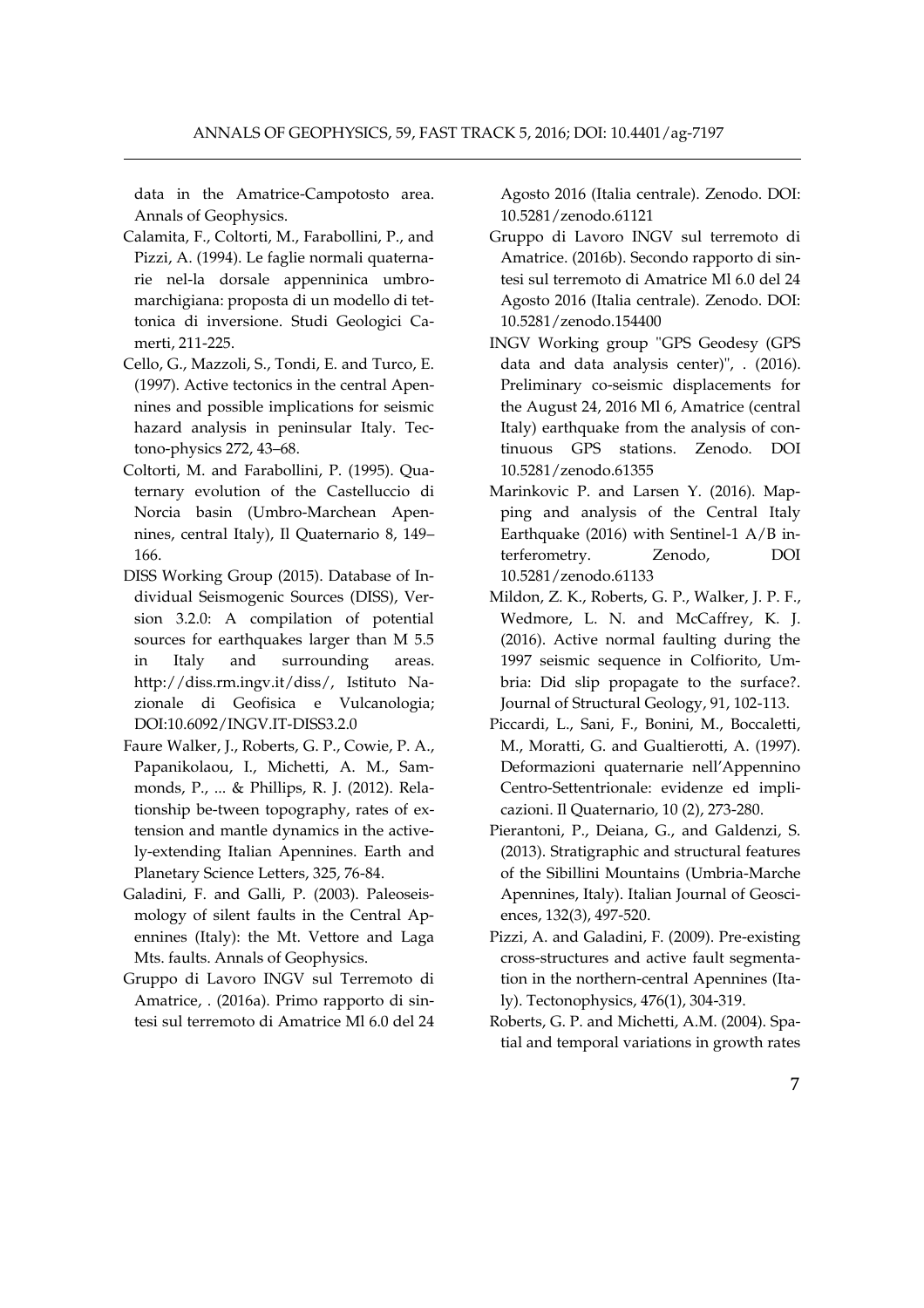data in the Amatrice-Campotosto area. Annals of Geophysics.

Calamita, F., Coltorti, M., Farabollini, P., and Pizzi, A. (1994). Le faglie normali quaternarie nel-la dorsale appenninica umbro-marchigiana: proposta di un modello di tettonica di inversione. Studi Geologici Camerti, 211-225.

Cello, G., Mazzoli, S., Tondi, E. and Turco, E. (1997). Active tectonics in the central Apennines and possible implications for seismic hazard analysis in peninsular Italy. Tectono-physics 272, 43–68.

Coltorti, M. and Farabollini, P. (1995). Quaternary evolution of the Castelluccio di Norcia basin (Umbro-Marchean Apennines, central Italy), Il Quaternario 8, 149–166.

DISS Working Group (2015). Database of Individual Seismogenic Sources (DISS), Version 3.2.0: A compilation of potential sources for earthquakes larger than M 5.5 in Italy and surrounding areas. http://diss.rm.ingv.it/diss/, Istituto Nazionale di Geofisica e Vulcanologia; DOI:10.6092/INGV.IT-DISS3.2.0

Faure Walker, J., Roberts, G. P., Cowie, P. A., Papanikolaou, I., Michetti, A. M., Sammonds, P., ... & Phillips, R. J. (2012). Relationship be-tween topography, rates of extension and mantle dynamics in the actively-extending Italian Apennines. Earth and Planetary Science Letters, 325, 76-84.

Galadini, F. and Galli, P. (2003). Paleoseismology of silent faults in the Central Apennines (Italy): the Mt. Vettore and Laga Mts. faults. Annals of Geophysics.

Gruppo di Lavoro INGV sul Terremoto di Amatrice, . (2016a). Primo rapporto di sintesi sul terremoto di Amatrice Ml 6.0 del 24 Agosto 2016 (Italia centrale). Zenodo. DOI: 10.5281/zenodo.61121

Gruppo di Lavoro INGV sul terremoto di Amatrice. (2016b). Secondo rapporto di sintesi sul terremoto di Amatrice Ml 6.0 del 24 Agosto 2016 (Italia centrale). Zenodo. DOI: 10.5281/zenodo.154400

INGV Working group "GPS Geodesy (GPS data and data analysis center)", . (2016). Preliminary co-seismic displacements for the August 24, 2016 Ml 6, Amatrice (central Italy) earthquake from the analysis of continuous GPS stations. Zenodo. DOI 10.5281/zenodo.61355

Marinkovic P. and Larsen Y. (2016). Mapping and analysis of the Central Italy Earthquake (2016) with Sentinel-1 A/B interferometry. Zenodo, DOI 10.5281/zenodo.61133

Mildon, Z. K., Roberts, G. P., Walker, J. P. F., Wedmore, L. N. and McCaffrey, K. J. (2016). Active normal faulting during the 1997 seismic sequence in Colfiorito, Umbria: Did slip propagate to the surface?. Journal of Structural Geology, 91, 102-113.

Piccardi, L., Sani, F., Bonini, M., Boccaletti, M., Moratti, G. and Gualtierotti, A. (1997). Deformazioni quaternarie nell'Appennino Centro-Settentrionale: evidenze ed implicazioni. Il Quaternario, 10 (2), 273-280.

Pierantoni, P., Deiana, G., and Galdenzi, S. (2013). Stratigraphic and structural features of the Sibillini Mountains (Umbria-Marche Apennines, Italy). Italian Journal of Geosciences, 132(3), 497-520.

Pizzi, A. and Galadini, F. (2009). Pre-existing cross-structures and active fault segmentation in the northern-central Apennines (Italy). Tectonophysics, 476(1), 304-319.

Roberts, G. P. and Michetti, A.M. (2004). Spatial and temporal variations in growth rates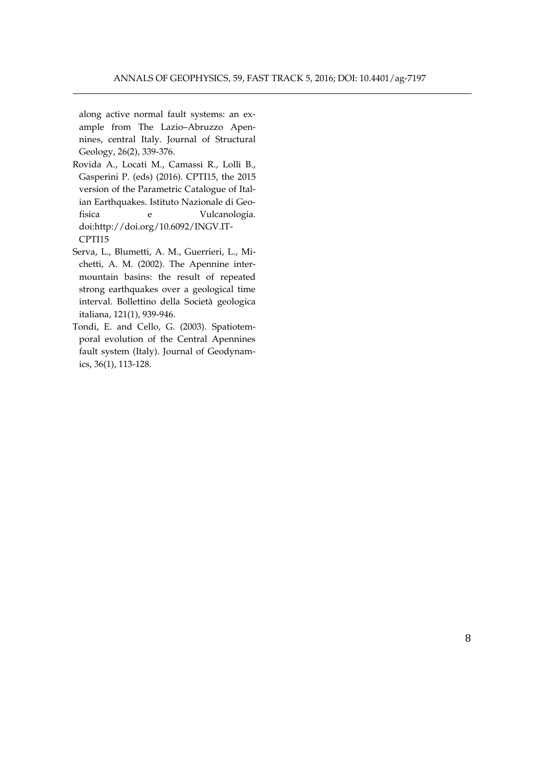along active normal fault systems: an example from The Lazio–Abruzzo Apennines, central Italy. Journal of Structural Geology, 26(2), 339-376.

Rovida A., Locati M., Camassi R., Lolli B., Gasperini P. (eds) (2016). CPTI15, the 2015 version of the Parametric Catalogue of Italian Earthquakes. Istituto Nazionale di Geofisica e Vulcanologia. doi:http://doi.org/10.6092/INGV.IT-CPTI15

Serva, L., Blumetti, A. M., Guerrieri, L., Michetti, A. M. (2002). The Apennine intermountain basins: the result of repeated strong earthquakes over a geological time interval. Bollettino della Società geologica italiana, 121(1), 939-946.

Tondi, E. and Cello, G. (2003). Spatiotemporal evolution of the Central Apennines fault system (Italy). Journal of Geodynamics, 36(1), 113-128.